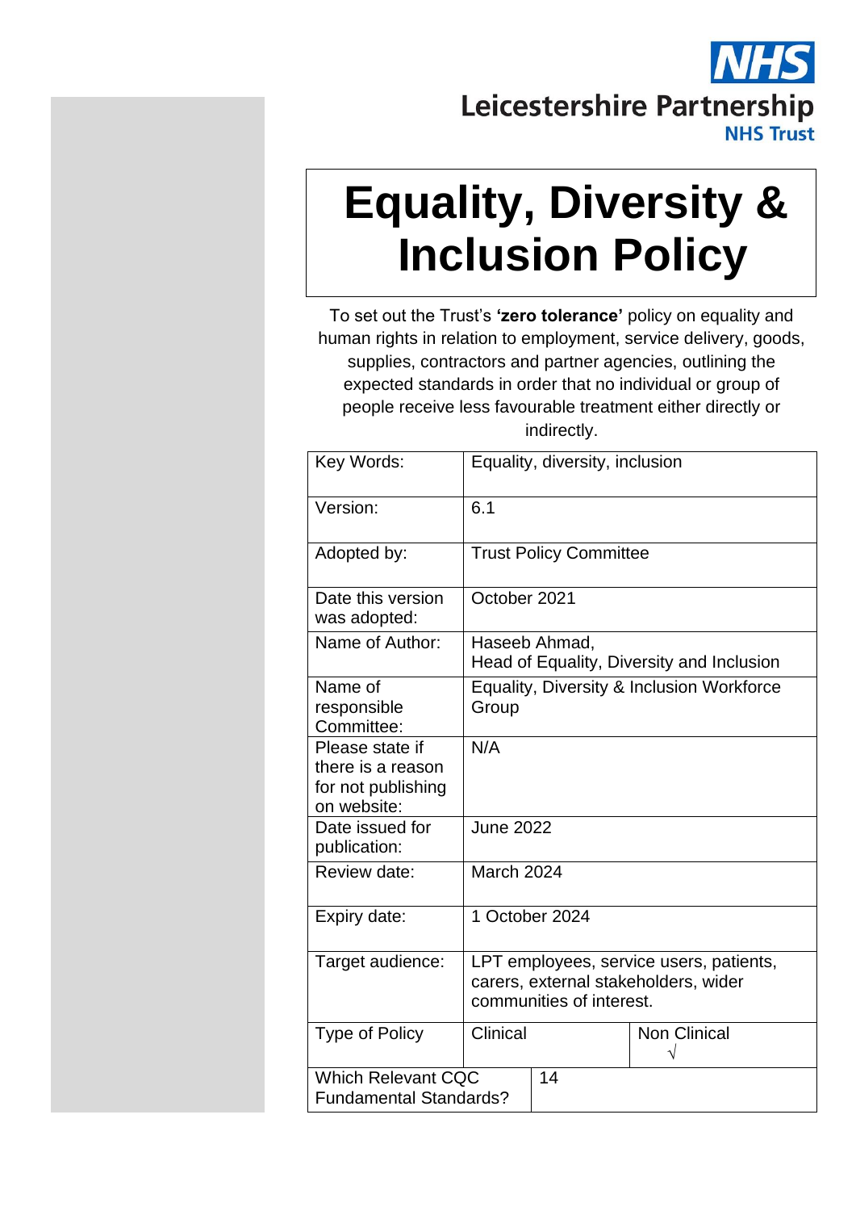NHS
Leicestershire Partnership
NHS Trust

# Equality, Diversity & Inclusion Policy

To set out the Trust's **'zero tolerance'** policy on equality and human rights in relation to employment, service delivery, goods, supplies, contractors and partner agencies, outlining the expected standards in order that no individual or group of people receive less favourable treatment either directly or indirectly.

| Key Words: | Equality, diversity, inclusion | |
|---|---|---|
| Version: | 6.1 | |
| Adopted by: | Trust Policy Committee | |
| Date this version was adopted: | October 2021 | |
| Name of Author: | Haseeb Ahmad, Head of Equality, Diversity and Inclusion | |
| Name of responsible Committee: | Equality, Diversity & Inclusion Workforce Group | |
| Please state if there is a reason for not publishing on website: | N/A | |
| Date issued for publication: | June 2022 | |
| Review date: | March 2024 | |
| Expiry date: | 1 October 2024 | |
| Target audience: | LPT employees, service users, patients, carers, external stakeholders, wider communities of interest. | |
| Type of Policy | Clinical | Non Clinical √ |
| Which Relevant CQC Fundamental Standards? | 14 | |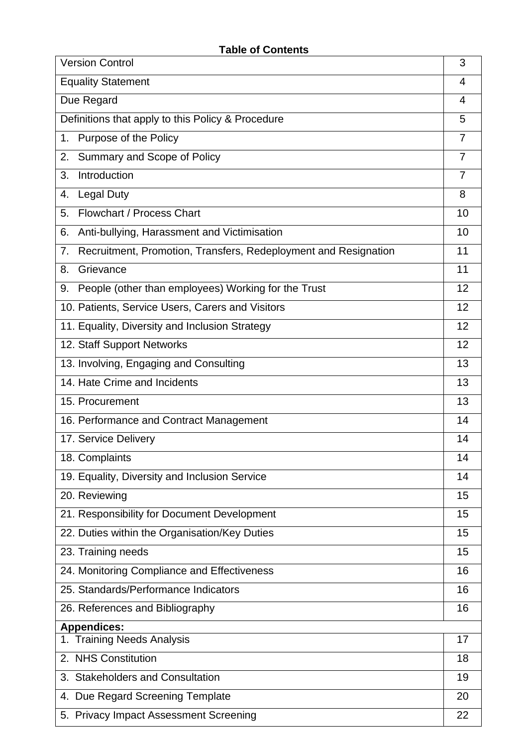**Table of Contents**

| | |
|---|---|
| Version Control | 3 |
| Equality Statement | 4 |
| Due Regard | 4 |
| Definitions that apply to this Policy & Procedure | 5 |
| 1. Purpose of the Policy | 7 |
| 2. Summary and Scope of Policy | 7 |
| 3. Introduction | 7 |
| 4. Legal Duty | 8 |
| 5. Flowchart / Process Chart | 10 |
| 6. Anti-bullying, Harassment and Victimisation | 10 |
| 7. Recruitment, Promotion, Transfers, Redeployment and Resignation | 11 |
| 8. Grievance | 11 |
| 9. People (other than employees) Working for the Trust | 12 |
| 10. Patients, Service Users, Carers and Visitors | 12 |
| 11. Equality, Diversity and Inclusion Strategy | 12 |
| 12. Staff Support Networks | 12 |
| 13. Involving, Engaging and Consulting | 13 |
| 14. Hate Crime and Incidents | 13 |
| 15. Procurement | 13 |
| 16. Performance and Contract Management | 14 |
| 17. Service Delivery | 14 |
| 18. Complaints | 14 |
| 19. Equality, Diversity and Inclusion Service | 14 |
| 20. Reviewing | 15 |
| 21. Responsibility for Document Development | 15 |
| 22. Duties within the Organisation/Key Duties | 15 |
| 23. Training needs | 15 |
| 24. Monitoring Compliance and Effectiveness | 16 |
| 25. Standards/Performance Indicators | 16 |
| 26. References and Bibliography | 16 |
| **Appendices:** | |
| 1. Training Needs Analysis | 17 |
| 2. NHS Constitution | 18 |
| 3. Stakeholders and Consultation | 19 |
| 4. Due Regard Screening Template | 20 |
| 5. Privacy Impact Assessment Screening | 22 |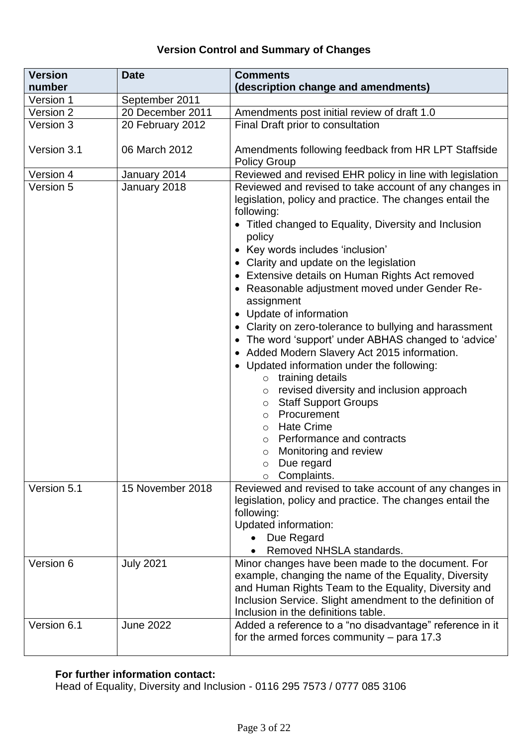**Version Control and Summary of Changes**

| Version number | Date | Comments (description change and amendments) |
|---|---|---|
| Version 1 | September 2011 | |
| Version 2 | 20 December 2011 | Amendments post initial review of draft 1.0 |
| Version 3<br><br>Version 3.1 | 20 February 2012<br><br>06 March 2012 | Final Draft prior to consultation<br><br>Amendments following feedback from HR LPT Staffside Policy Group |
| Version 4 | January 2014 | Reviewed and revised EHR policy in line with legislation |
| Version 5 | January 2018 | Reviewed and revised to take account of any changes in legislation, policy and practice. The changes entail the following:<br>• Titled changed to Equality, Diversity and Inclusion policy<br>• Key words includes 'inclusion'<br>• Clarity and update on the legislation<br>• Extensive details on Human Rights Act removed<br>• Reasonable adjustment moved under Gender Re-assignment<br>• Update of information<br>• Clarity on zero-tolerance to bullying and harassment<br>• The word 'support' under ABHAS changed to 'advice'<br>• Added Modern Slavery Act 2015 information.<br>• Updated information under the following:<br>&nbsp;&nbsp;&nbsp;&nbsp;o training details<br>&nbsp;&nbsp;&nbsp;&nbsp;o revised diversity and inclusion approach<br>&nbsp;&nbsp;&nbsp;&nbsp;o Staff Support Groups<br>&nbsp;&nbsp;&nbsp;&nbsp;o Procurement<br>&nbsp;&nbsp;&nbsp;&nbsp;o Hate Crime<br>&nbsp;&nbsp;&nbsp;&nbsp;o Performance and contracts<br>&nbsp;&nbsp;&nbsp;&nbsp;o Monitoring and review<br>&nbsp;&nbsp;&nbsp;&nbsp;o Due regard<br>&nbsp;&nbsp;&nbsp;&nbsp;o Complaints. |
| Version 5.1 | 15 November 2018 | Reviewed and revised to take account of any changes in legislation, policy and practice. The changes entail the following:<br>Updated information:<br>• Due Regard<br>• Removed NHSLA standards. |
| Version 6 | July 2021 | Minor changes have been made to the document. For example, changing the name of the Equality, Diversity and Human Rights Team to the Equality, Diversity and Inclusion Service. Slight amendment to the definition of Inclusion in the definitions table. |
| Version 6.1 | June 2022 | Added a reference to a "no disadvantage" reference in it for the armed forces community – para 17.3 |

**For further information contact:**
Head of Equality, Diversity and Inclusion - 0116 295 7573 / 0777 085 3106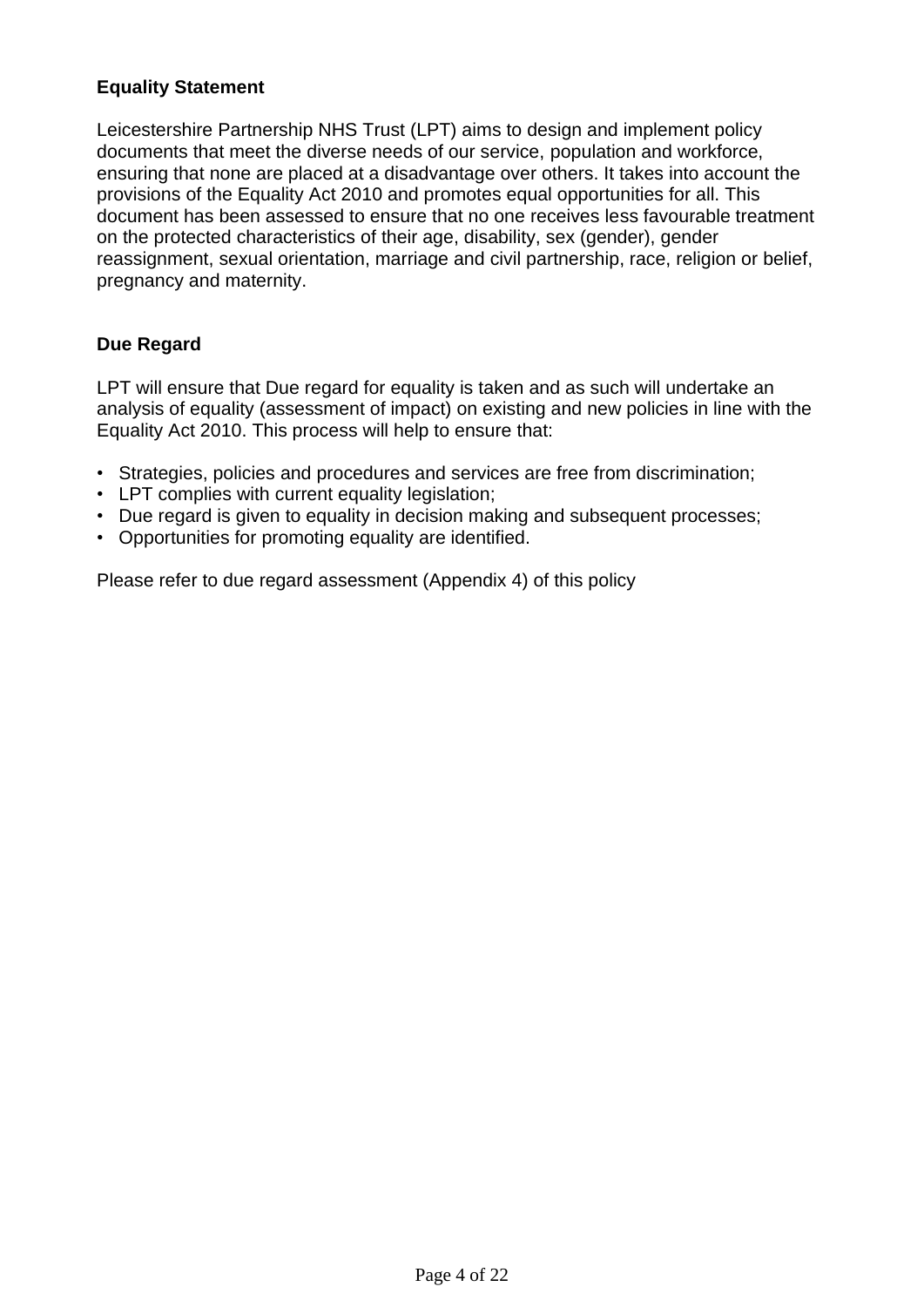**Equality Statement**

Leicestershire Partnership NHS Trust (LPT) aims to design and implement policy documents that meet the diverse needs of our service, population and workforce, ensuring that none are placed at a disadvantage over others. It takes into account the provisions of the Equality Act 2010 and promotes equal opportunities for all. This document has been assessed to ensure that no one receives less favourable treatment on the protected characteristics of their age, disability, sex (gender), gender reassignment, sexual orientation, marriage and civil partnership, race, religion or belief, pregnancy and maternity.

**Due Regard**

LPT will ensure that Due regard for equality is taken and as such will undertake an analysis of equality (assessment of impact) on existing and new policies in line with the Equality Act 2010. This process will help to ensure that:

- Strategies, policies and procedures and services are free from discrimination;
- LPT complies with current equality legislation;
- Due regard is given to equality in decision making and subsequent processes;
- Opportunities for promoting equality are identified.

Please refer to due regard assessment (Appendix 4) of this policy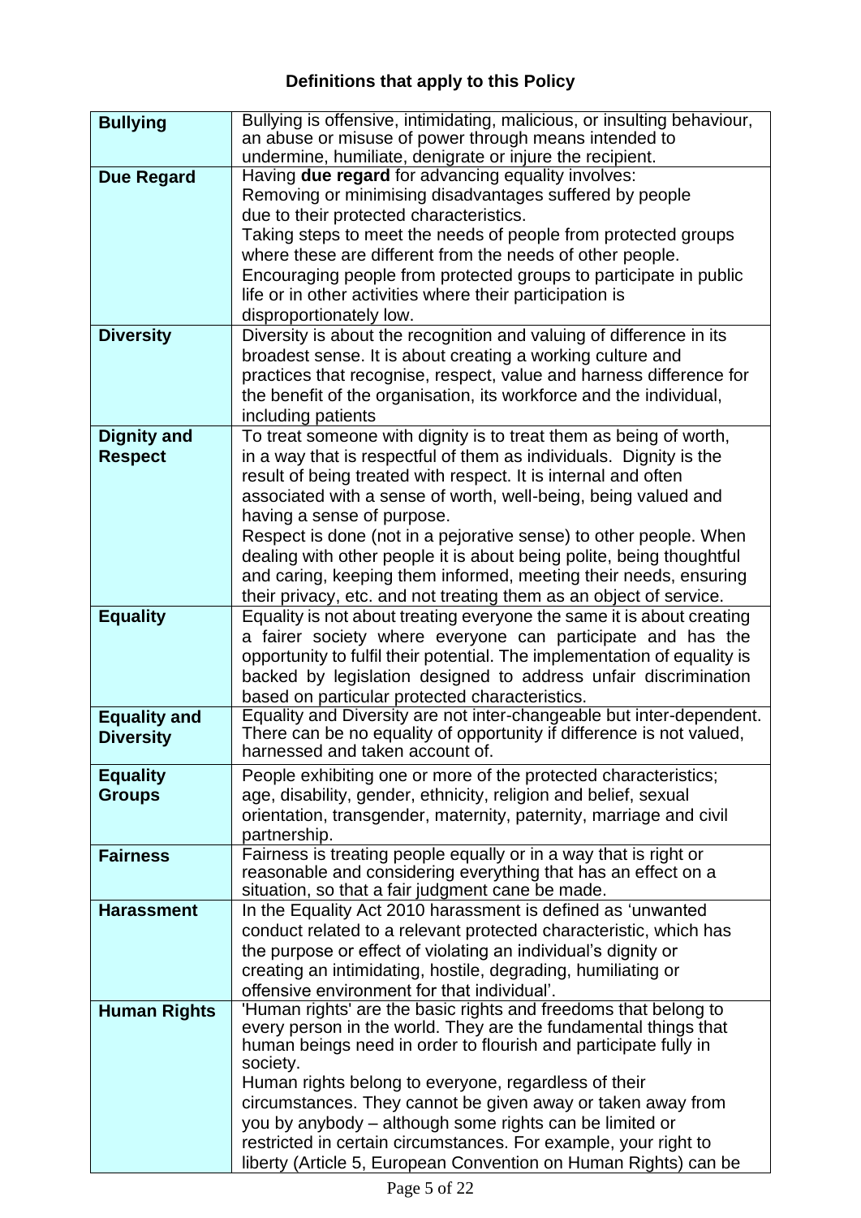## Definitions that apply to this Policy

| | |
|---|---|
| **Bullying** | Bullying is offensive, intimidating, malicious, or insulting behaviour, an abuse or misuse of power through means intended to undermine, humiliate, denigrate or injure the recipient. |
| **Due Regard** | Having **due regard** for advancing equality involves: Removing or minimising disadvantages suffered by people due to their protected characteristics. Taking steps to meet the needs of people from protected groups where these are different from the needs of other people. Encouraging people from protected groups to participate in public life or in other activities where their participation is disproportionately low. |
| **Diversity** | Diversity is about the recognition and valuing of difference in its broadest sense. It is about creating a working culture and practices that recognise, respect, value and harness difference for the benefit of the organisation, its workforce and the individual, including patients |
| **Dignity and Respect** | To treat someone with dignity is to treat them as being of worth, in a way that is respectful of them as individuals. Dignity is the result of being treated with respect. It is internal and often associated with a sense of worth, well-being, being valued and having a sense of purpose. Respect is done (not in a pejorative sense) to other people. When dealing with other people it is about being polite, being thoughtful and caring, keeping them informed, meeting their needs, ensuring their privacy, etc. and not treating them as an object of service. |
| **Equality** | Equality is not about treating everyone the same it is about creating a fairer society where everyone can participate and has the opportunity to fulfil their potential. The implementation of equality is backed by legislation designed to address unfair discrimination based on particular protected characteristics. |
| **Equality and Diversity** | Equality and Diversity are not inter-changeable but inter-dependent. There can be no equality of opportunity if difference is not valued, harnessed and taken account of. |
| **Equality Groups** | People exhibiting one or more of the protected characteristics; age, disability, gender, ethnicity, religion and belief, sexual orientation, transgender, maternity, paternity, marriage and civil partnership. |
| **Fairness** | Fairness is treating people equally or in a way that is right or reasonable and considering everything that has an effect on a situation, so that a fair judgment cane be made. |
| **Harassment** | In the Equality Act 2010 harassment is defined as 'unwanted conduct related to a relevant protected characteristic, which has the purpose or effect of violating an individual's dignity or creating an intimidating, hostile, degrading, humiliating or offensive environment for that individual'. |
| **Human Rights** | 'Human rights' are the basic rights and freedoms that belong to every person in the world. They are the fundamental things that human beings need in order to flourish and participate fully in society. Human rights belong to everyone, regardless of their circumstances. They cannot be given away or taken away from you by anybody – although some rights can be limited or restricted in certain circumstances. For example, your right to liberty (Article 5, European Convention on Human Rights) can be |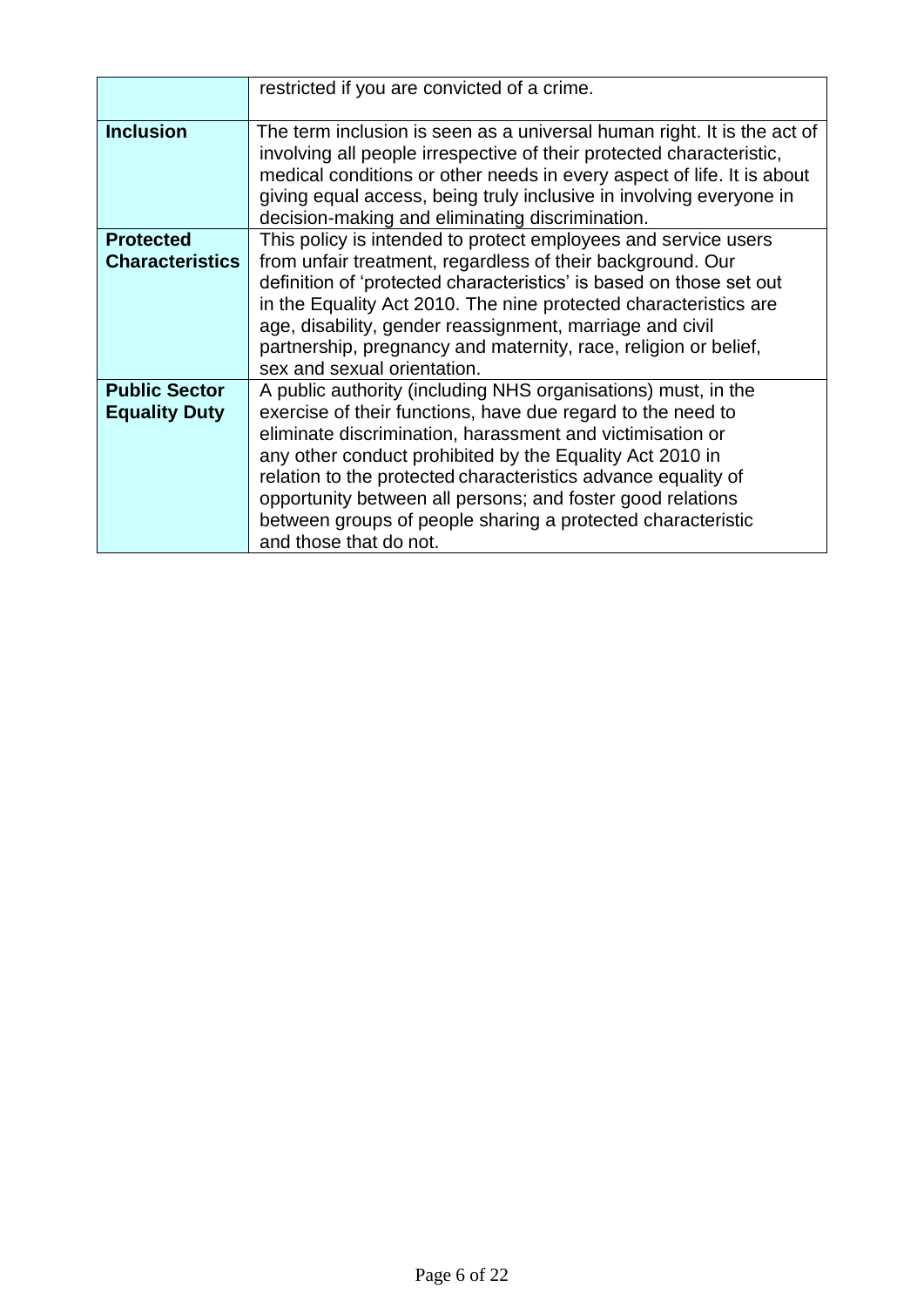| | |
|---|---|
| | restricted if you are convicted of a crime. |
| **Inclusion** | The term inclusion is seen as a universal human right. It is the act of involving all people irrespective of their protected characteristic, medical conditions or other needs in every aspect of life. It is about giving equal access, being truly inclusive in involving everyone in decision-making and eliminating discrimination. |
| **Protected Characteristics** | This policy is intended to protect employees and service users from unfair treatment, regardless of their background. Our definition of 'protected characteristics' is based on those set out in the Equality Act 2010. The nine protected characteristics are age, disability, gender reassignment, marriage and civil partnership, pregnancy and maternity, race, religion or belief, sex and sexual orientation. |
| **Public Sector Equality Duty** | A public authority (including NHS organisations) must, in the exercise of their functions, have due regard to the need to eliminate discrimination, harassment and victimisation or any other conduct prohibited by the Equality Act 2010 in relation to the protected characteristics advance equality of opportunity between all persons; and foster good relations between groups of people sharing a protected characteristic and those that do not. |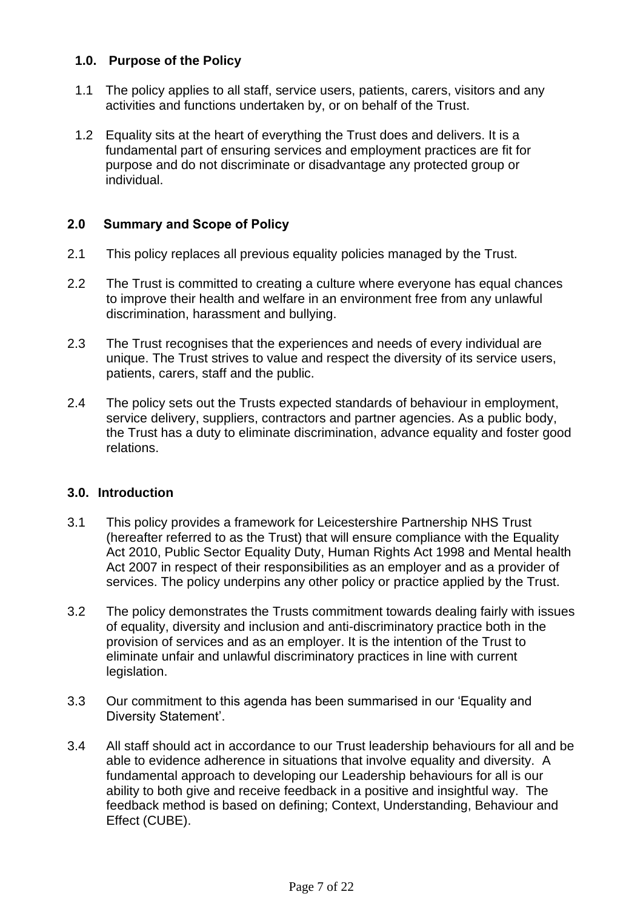## 1.0. Purpose of the Policy

1.1 The policy applies to all staff, service users, patients, carers, visitors and any activities and functions undertaken by, or on behalf of the Trust.

1.2 Equality sits at the heart of everything the Trust does and delivers. It is a fundamental part of ensuring services and employment practices are fit for purpose and do not discriminate or disadvantage any protected group or individual.

## 2.0 Summary and Scope of Policy

2.1 This policy replaces all previous equality policies managed by the Trust.

2.2 The Trust is committed to creating a culture where everyone has equal chances to improve their health and welfare in an environment free from any unlawful discrimination, harassment and bullying.

2.3 The Trust recognises that the experiences and needs of every individual are unique. The Trust strives to value and respect the diversity of its service users, patients, carers, staff and the public.

2.4 The policy sets out the Trusts expected standards of behaviour in employment, service delivery, suppliers, contractors and partner agencies. As a public body, the Trust has a duty to eliminate discrimination, advance equality and foster good relations.

## 3.0. Introduction

3.1 This policy provides a framework for Leicestershire Partnership NHS Trust (hereafter referred to as the Trust) that will ensure compliance with the Equality Act 2010, Public Sector Equality Duty, Human Rights Act 1998 and Mental health Act 2007 in respect of their responsibilities as an employer and as a provider of services. The policy underpins any other policy or practice applied by the Trust.

3.2 The policy demonstrates the Trusts commitment towards dealing fairly with issues of equality, diversity and inclusion and anti-discriminatory practice both in the provision of services and as an employer. It is the intention of the Trust to eliminate unfair and unlawful discriminatory practices in line with current legislation.

3.3 Our commitment to this agenda has been summarised in our 'Equality and Diversity Statement'.

3.4 All staff should act in accordance to our Trust leadership behaviours for all and be able to evidence adherence in situations that involve equality and diversity. A fundamental approach to developing our Leadership behaviours for all is our ability to both give and receive feedback in a positive and insightful way. The feedback method is based on defining; Context, Understanding, Behaviour and Effect (CUBE).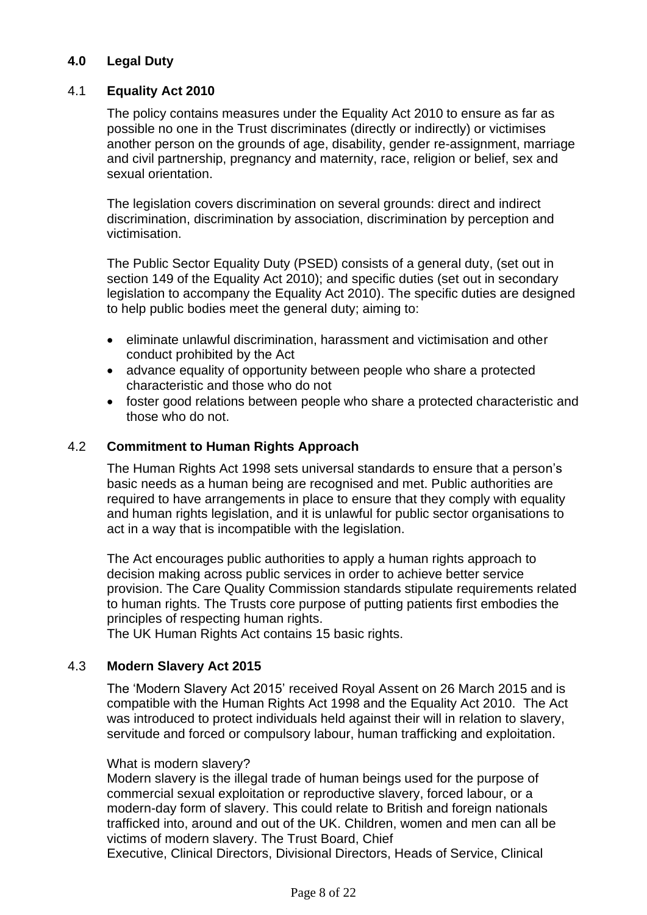## 4.0 Legal Duty

### 4.1 Equality Act 2010

The policy contains measures under the Equality Act 2010 to ensure as far as possible no one in the Trust discriminates (directly or indirectly) or victimises another person on the grounds of age, disability, gender re-assignment, marriage and civil partnership, pregnancy and maternity, race, religion or belief, sex and sexual orientation.

The legislation covers discrimination on several grounds: direct and indirect discrimination, discrimination by association, discrimination by perception and victimisation.

The Public Sector Equality Duty (PSED) consists of a general duty, (set out in section 149 of the Equality Act 2010); and specific duties (set out in secondary legislation to accompany the Equality Act 2010). The specific duties are designed to help public bodies meet the general duty; aiming to:

- eliminate unlawful discrimination, harassment and victimisation and other conduct prohibited by the Act
- advance equality of opportunity between people who share a protected characteristic and those who do not
- foster good relations between people who share a protected characteristic and those who do not.

### 4.2 Commitment to Human Rights Approach

The Human Rights Act 1998 sets universal standards to ensure that a person's basic needs as a human being are recognised and met. Public authorities are required to have arrangements in place to ensure that they comply with equality and human rights legislation, and it is unlawful for public sector organisations to act in a way that is incompatible with the legislation.

The Act encourages public authorities to apply a human rights approach to decision making across public services in order to achieve better service provision. The Care Quality Commission standards stipulate requirements related to human rights. The Trusts core purpose of putting patients first embodies the principles of respecting human rights.
The UK Human Rights Act contains 15 basic rights.

### 4.3 Modern Slavery Act 2015

The 'Modern Slavery Act 2015' received Royal Assent on 26 March 2015 and is compatible with the Human Rights Act 1998 and the Equality Act 2010. The Act was introduced to protect individuals held against their will in relation to slavery, servitude and forced or compulsory labour, human trafficking and exploitation.

What is modern slavery?
Modern slavery is the illegal trade of human beings used for the purpose of commercial sexual exploitation or reproductive slavery, forced labour, or a modern-day form of slavery. This could relate to British and foreign nationals trafficked into, around and out of the UK. Children, women and men can all be victims of modern slavery. The Trust Board, Chief
Executive, Clinical Directors, Divisional Directors, Heads of Service, Clinical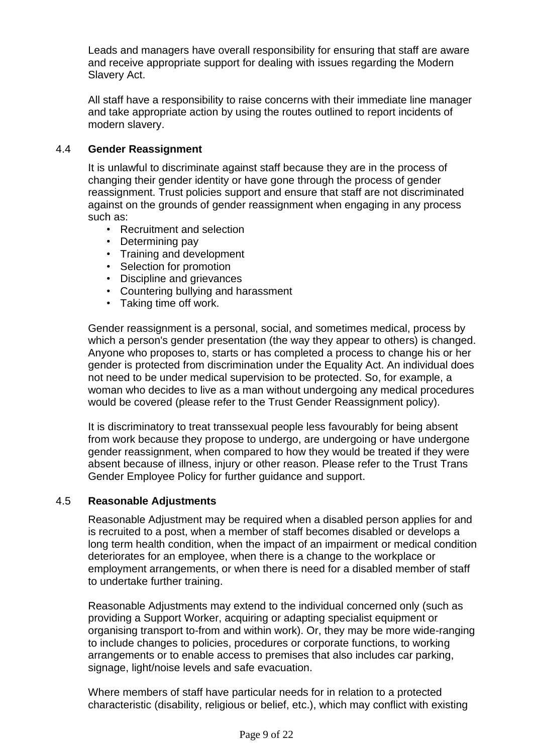Leads and managers have overall responsibility for ensuring that staff are aware and receive appropriate support for dealing with issues regarding the Modern Slavery Act.

All staff have a responsibility to raise concerns with their immediate line manager and take appropriate action by using the routes outlined to report incidents of modern slavery.

### 4.4 Gender Reassignment

It is unlawful to discriminate against staff because they are in the process of changing their gender identity or have gone through the process of gender reassignment. Trust policies support and ensure that staff are not discriminated against on the grounds of gender reassignment when engaging in any process such as:

- Recruitment and selection
- Determining pay
- Training and development
- Selection for promotion
- Discipline and grievances
- Countering bullying and harassment
- Taking time off work.

Gender reassignment is a personal, social, and sometimes medical, process by which a person's gender presentation (the way they appear to others) is changed. Anyone who proposes to, starts or has completed a process to change his or her gender is protected from discrimination under the Equality Act. An individual does not need to be under medical supervision to be protected. So, for example, a woman who decides to live as a man without undergoing any medical procedures would be covered (please refer to the Trust Gender Reassignment policy).

It is discriminatory to treat transsexual people less favourably for being absent from work because they propose to undergo, are undergoing or have undergone gender reassignment, when compared to how they would be treated if they were absent because of illness, injury or other reason. Please refer to the Trust Trans Gender Employee Policy for further guidance and support.

### 4.5 Reasonable Adjustments

Reasonable Adjustment may be required when a disabled person applies for and is recruited to a post, when a member of staff becomes disabled or develops a long term health condition, when the impact of an impairment or medical condition deteriorates for an employee, when there is a change to the workplace or employment arrangements, or when there is need for a disabled member of staff to undertake further training.

Reasonable Adjustments may extend to the individual concerned only (such as providing a Support Worker, acquiring or adapting specialist equipment or organising transport to-from and within work). Or, they may be more wide-ranging to include changes to policies, procedures or corporate functions, to working arrangements or to enable access to premises that also includes car parking, signage, light/noise levels and safe evacuation.

Where members of staff have particular needs for in relation to a protected characteristic (disability, religious or belief, etc.), which may conflict with existing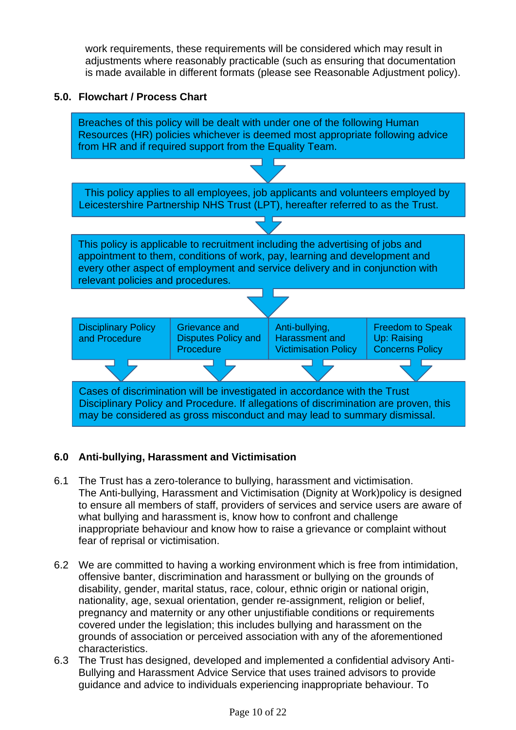work requirements, these requirements will be considered which may result in adjustments where reasonably practicable (such as ensuring that documentation is made available in different formats (please see Reasonable Adjustment policy).

**5.0. Flowchart / Process Chart**

Breaches of this policy will be dealt with under one of the following Human Resources (HR) policies whichever is deemed most appropriate following advice from HR and if required support from the Equality Team.

↓

This policy applies to all employees, job applicants and volunteers employed by Leicestershire Partnership NHS Trust (LPT), hereafter referred to as the Trust.

↓

This policy is applicable to recruitment including the advertising of jobs and appointment to them, conditions of work, pay, learning and development and every other aspect of employment and service delivery and in conjunction with relevant policies and procedures.

↓

| Disciplinary Policy and Procedure | Grievance and Disputes Policy and Procedure | Anti-bullying, Harassment and Victimisation Policy | Freedom to Speak Up: Raising Concerns Policy |
|---|---|---|---|

↓

Cases of discrimination will be investigated in accordance with the Trust Disciplinary Policy and Procedure. If allegations of discrimination are proven, this may be considered as gross misconduct and may lead to summary dismissal.

## 6.0 Anti-bullying, Harassment and Victimisation

6.1 The Trust has a zero-tolerance to bullying, harassment and victimisation. The Anti-bullying, Harassment and Victimisation (Dignity at Work)policy is designed to ensure all members of staff, providers of services and service users are aware of what bullying and harassment is, know how to confront and challenge inappropriate behaviour and know how to raise a grievance or complaint without fear of reprisal or victimisation.

6.2 We are committed to having a working environment which is free from intimidation, offensive banter, discrimination and harassment or bullying on the grounds of disability, gender, marital status, race, colour, ethnic origin or national origin, nationality, age, sexual orientation, gender re-assignment, religion or belief, pregnancy and maternity or any other unjustifiable conditions or requirements covered under the legislation; this includes bullying and harassment on the grounds of association or perceived association with any of the aforementioned characteristics.

6.3 The Trust has designed, developed and implemented a confidential advisory Anti-Bullying and Harassment Advice Service that uses trained advisors to provide guidance and advice to individuals experiencing inappropriate behaviour. To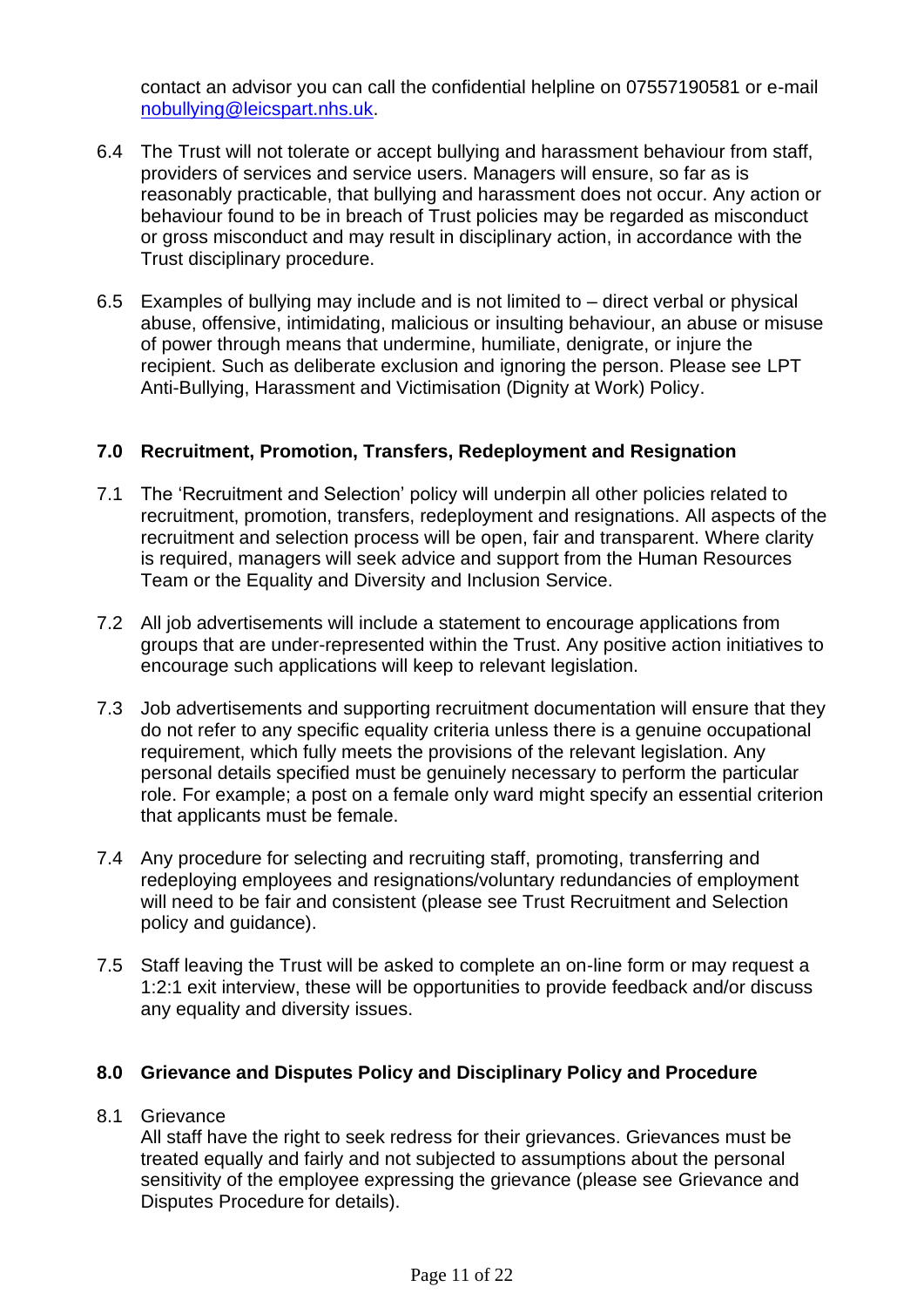contact an advisor you can call the confidential helpline on 07557190581 or e-mail nobullying@leicspart.nhs.uk.

6.4 The Trust will not tolerate or accept bullying and harassment behaviour from staff, providers of services and service users. Managers will ensure, so far as is reasonably practicable, that bullying and harassment does not occur. Any action or behaviour found to be in breach of Trust policies may be regarded as misconduct or gross misconduct and may result in disciplinary action, in accordance with the Trust disciplinary procedure.

6.5 Examples of bullying may include and is not limited to – direct verbal or physical abuse, offensive, intimidating, malicious or insulting behaviour, an abuse or misuse of power through means that undermine, humiliate, denigrate, or injure the recipient. Such as deliberate exclusion and ignoring the person. Please see LPT Anti-Bullying, Harassment and Victimisation (Dignity at Work) Policy.

## 7.0 Recruitment, Promotion, Transfers, Redeployment and Resignation

7.1 The 'Recruitment and Selection' policy will underpin all other policies related to recruitment, promotion, transfers, redeployment and resignations. All aspects of the recruitment and selection process will be open, fair and transparent. Where clarity is required, managers will seek advice and support from the Human Resources Team or the Equality and Diversity and Inclusion Service.

7.2 All job advertisements will include a statement to encourage applications from groups that are under-represented within the Trust. Any positive action initiatives to encourage such applications will keep to relevant legislation.

7.3 Job advertisements and supporting recruitment documentation will ensure that they do not refer to any specific equality criteria unless there is a genuine occupational requirement, which fully meets the provisions of the relevant legislation. Any personal details specified must be genuinely necessary to perform the particular role. For example; a post on a female only ward might specify an essential criterion that applicants must be female.

7.4 Any procedure for selecting and recruiting staff, promoting, transferring and redeploying employees and resignations/voluntary redundancies of employment will need to be fair and consistent (please see Trust Recruitment and Selection policy and guidance).

7.5 Staff leaving the Trust will be asked to complete an on-line form or may request a 1:2:1 exit interview, these will be opportunities to provide feedback and/or discuss any equality and diversity issues.

## 8.0 Grievance and Disputes Policy and Disciplinary Policy and Procedure

8.1 Grievance
All staff have the right to seek redress for their grievances. Grievances must be treated equally and fairly and not subjected to assumptions about the personal sensitivity of the employee expressing the grievance (please see Grievance and Disputes Procedure for details).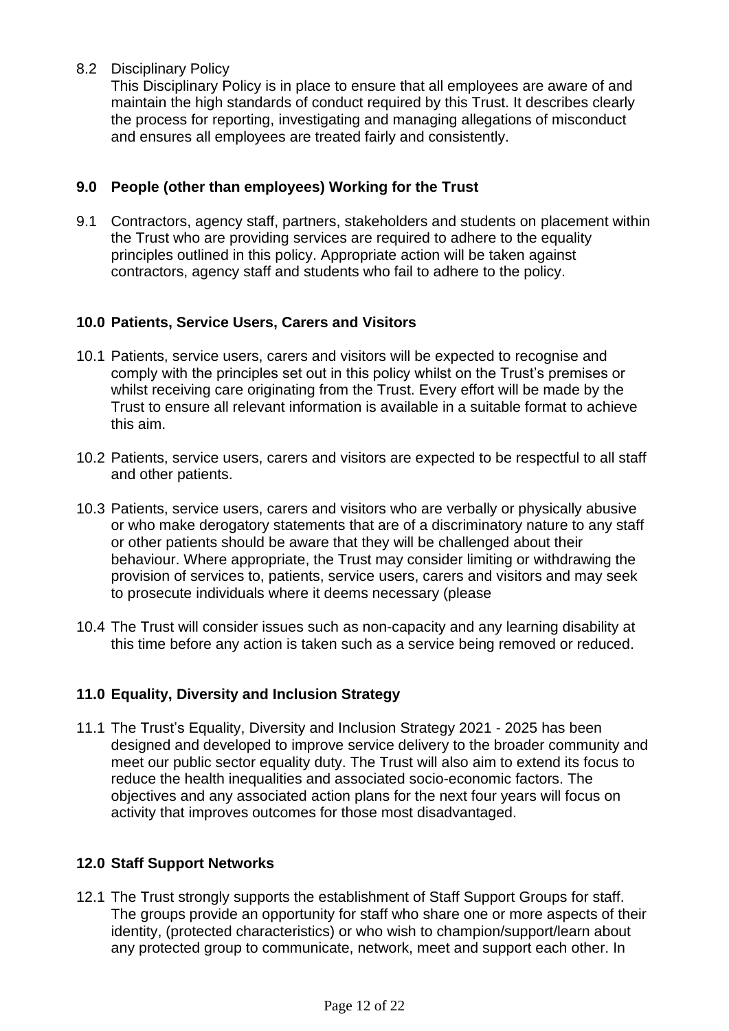8.2 Disciplinary Policy

This Disciplinary Policy is in place to ensure that all employees are aware of and maintain the high standards of conduct required by this Trust. It describes clearly the process for reporting, investigating and managing allegations of misconduct and ensures all employees are treated fairly and consistently.

## 9.0 People (other than employees) Working for the Trust

9.1 Contractors, agency staff, partners, stakeholders and students on placement within the Trust who are providing services are required to adhere to the equality principles outlined in this policy. Appropriate action will be taken against contractors, agency staff and students who fail to adhere to the policy.

## 10.0 Patients, Service Users, Carers and Visitors

10.1 Patients, service users, carers and visitors will be expected to recognise and comply with the principles set out in this policy whilst on the Trust's premises or whilst receiving care originating from the Trust. Every effort will be made by the Trust to ensure all relevant information is available in a suitable format to achieve this aim.

10.2 Patients, service users, carers and visitors are expected to be respectful to all staff and other patients.

10.3 Patients, service users, carers and visitors who are verbally or physically abusive or who make derogatory statements that are of a discriminatory nature to any staff or other patients should be aware that they will be challenged about their behaviour. Where appropriate, the Trust may consider limiting or withdrawing the provision of services to, patients, service users, carers and visitors and may seek to prosecute individuals where it deems necessary (please

10.4 The Trust will consider issues such as non-capacity and any learning disability at this time before any action is taken such as a service being removed or reduced.

## 11.0 Equality, Diversity and Inclusion Strategy

11.1 The Trust's Equality, Diversity and Inclusion Strategy 2021 - 2025 has been designed and developed to improve service delivery to the broader community and meet our public sector equality duty. The Trust will also aim to extend its focus to reduce the health inequalities and associated socio-economic factors. The objectives and any associated action plans for the next four years will focus on activity that improves outcomes for those most disadvantaged.

## 12.0 Staff Support Networks

12.1 The Trust strongly supports the establishment of Staff Support Groups for staff. The groups provide an opportunity for staff who share one or more aspects of their identity, (protected characteristics) or who wish to champion/support/learn about any protected group to communicate, network, meet and support each other. In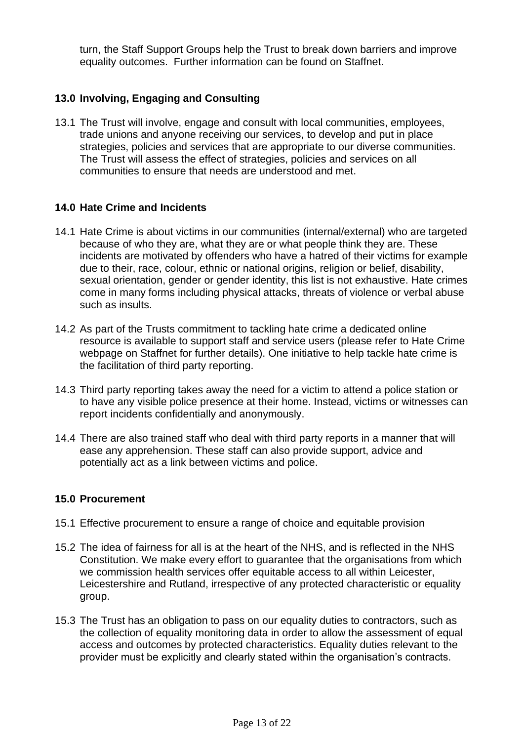turn, the Staff Support Groups help the Trust to break down barriers and improve equality outcomes. Further information can be found on Staffnet.

## 13.0 Involving, Engaging and Consulting

13.1 The Trust will involve, engage and consult with local communities, employees, trade unions and anyone receiving our services, to develop and put in place strategies, policies and services that are appropriate to our diverse communities. The Trust will assess the effect of strategies, policies and services on all communities to ensure that needs are understood and met.

## 14.0 Hate Crime and Incidents

14.1 Hate Crime is about victims in our communities (internal/external) who are targeted because of who they are, what they are or what people think they are. These incidents are motivated by offenders who have a hatred of their victims for example due to their, race, colour, ethnic or national origins, religion or belief, disability, sexual orientation, gender or gender identity, this list is not exhaustive. Hate crimes come in many forms including physical attacks, threats of violence or verbal abuse such as insults.

14.2 As part of the Trusts commitment to tackling hate crime a dedicated online resource is available to support staff and service users (please refer to Hate Crime webpage on Staffnet for further details). One initiative to help tackle hate crime is the facilitation of third party reporting.

14.3 Third party reporting takes away the need for a victim to attend a police station or to have any visible police presence at their home. Instead, victims or witnesses can report incidents confidentially and anonymously.

14.4 There are also trained staff who deal with third party reports in a manner that will ease any apprehension. These staff can also provide support, advice and potentially act as a link between victims and police.

## 15.0 Procurement

15.1 Effective procurement to ensure a range of choice and equitable provision

15.2 The idea of fairness for all is at the heart of the NHS, and is reflected in the NHS Constitution. We make every effort to guarantee that the organisations from which we commission health services offer equitable access to all within Leicester, Leicestershire and Rutland, irrespective of any protected characteristic or equality group.

15.3 The Trust has an obligation to pass on our equality duties to contractors, such as the collection of equality monitoring data in order to allow the assessment of equal access and outcomes by protected characteristics. Equality duties relevant to the provider must be explicitly and clearly stated within the organisation's contracts.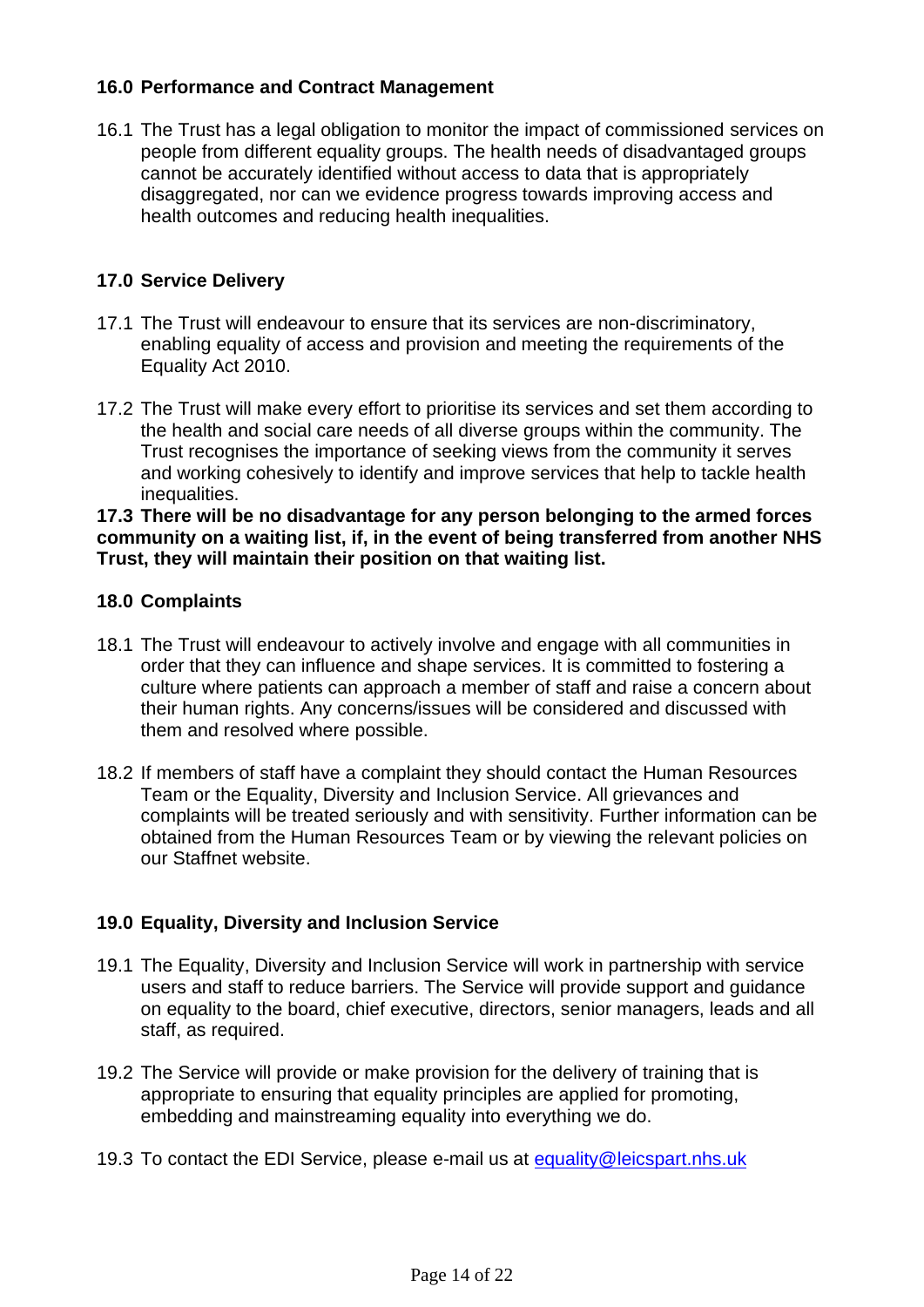## 16.0 Performance and Contract Management

16.1 The Trust has a legal obligation to monitor the impact of commissioned services on people from different equality groups. The health needs of disadvantaged groups cannot be accurately identified without access to data that is appropriately disaggregated, nor can we evidence progress towards improving access and health outcomes and reducing health inequalities.

## 17.0 Service Delivery

17.1 The Trust will endeavour to ensure that its services are non-discriminatory, enabling equality of access and provision and meeting the requirements of the Equality Act 2010.

17.2 The Trust will make every effort to prioritise its services and set them according to the health and social care needs of all diverse groups within the community. The Trust recognises the importance of seeking views from the community it serves and working cohesively to identify and improve services that help to tackle health inequalities.

**17.3 There will be no disadvantage for any person belonging to the armed forces community on a waiting list, if, in the event of being transferred from another NHS Trust, they will maintain their position on that waiting list.**

## 18.0 Complaints

18.1 The Trust will endeavour to actively involve and engage with all communities in order that they can influence and shape services. It is committed to fostering a culture where patients can approach a member of staff and raise a concern about their human rights. Any concerns/issues will be considered and discussed with them and resolved where possible.

18.2 If members of staff have a complaint they should contact the Human Resources Team or the Equality, Diversity and Inclusion Service. All grievances and complaints will be treated seriously and with sensitivity. Further information can be obtained from the Human Resources Team or by viewing the relevant policies on our Staffnet website.

## 19.0 Equality, Diversity and Inclusion Service

19.1 The Equality, Diversity and Inclusion Service will work in partnership with service users and staff to reduce barriers. The Service will provide support and guidance on equality to the board, chief executive, directors, senior managers, leads and all staff, as required.

19.2 The Service will provide or make provision for the delivery of training that is appropriate to ensuring that equality principles are applied for promoting, embedding and mainstreaming equality into everything we do.

19.3 To contact the EDI Service, please e-mail us at [equality@leicspart.nhs.uk](mailto:equality@leicspart.nhs.uk)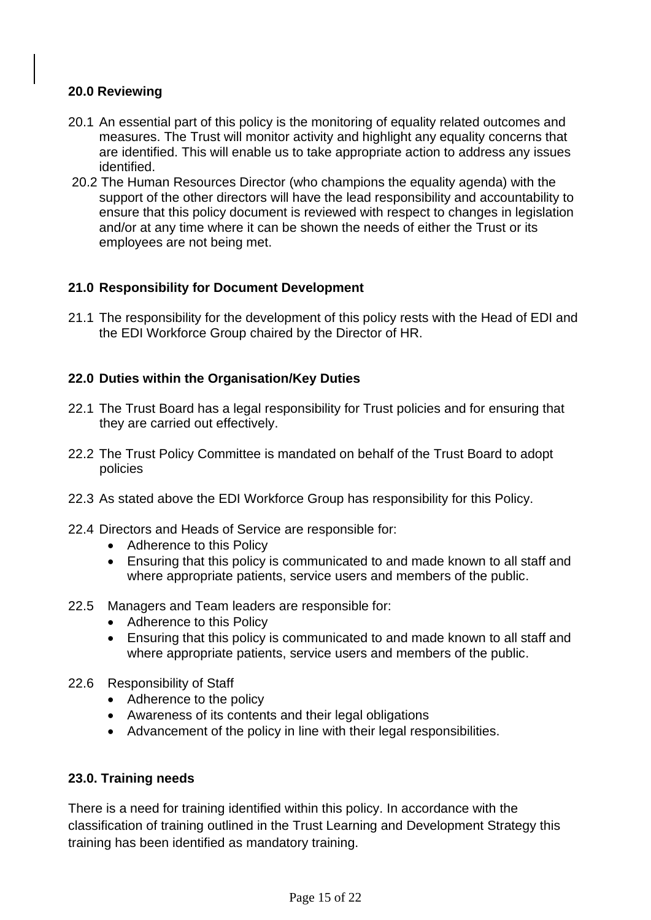### 20.0 Reviewing

20.1 An essential part of this policy is the monitoring of equality related outcomes and measures. The Trust will monitor activity and highlight any equality concerns that are identified. This will enable us to take appropriate action to address any issues identified.

20.2 The Human Resources Director (who champions the equality agenda) with the support of the other directors will have the lead responsibility and accountability to ensure that this policy document is reviewed with respect to changes in legislation and/or at any time where it can be shown the needs of either the Trust or its employees are not being met.

### 21.0 Responsibility for Document Development

21.1 The responsibility for the development of this policy rests with the Head of EDI and the EDI Workforce Group chaired by the Director of HR.

### 22.0 Duties within the Organisation/Key Duties

22.1 The Trust Board has a legal responsibility for Trust policies and for ensuring that they are carried out effectively.

22.2 The Trust Policy Committee is mandated on behalf of the Trust Board to adopt policies

22.3 As stated above the EDI Workforce Group has responsibility for this Policy.

22.4 Directors and Heads of Service are responsible for:

- Adherence to this Policy
- Ensuring that this policy is communicated to and made known to all staff and where appropriate patients, service users and members of the public.

22.5 Managers and Team leaders are responsible for:

- Adherence to this Policy
- Ensuring that this policy is communicated to and made known to all staff and where appropriate patients, service users and members of the public.

22.6 Responsibility of Staff

- Adherence to the policy
- Awareness of its contents and their legal obligations
- Advancement of the policy in line with their legal responsibilities.

### 23.0. Training needs

There is a need for training identified within this policy. In accordance with the classification of training outlined in the Trust Learning and Development Strategy this training has been identified as mandatory training.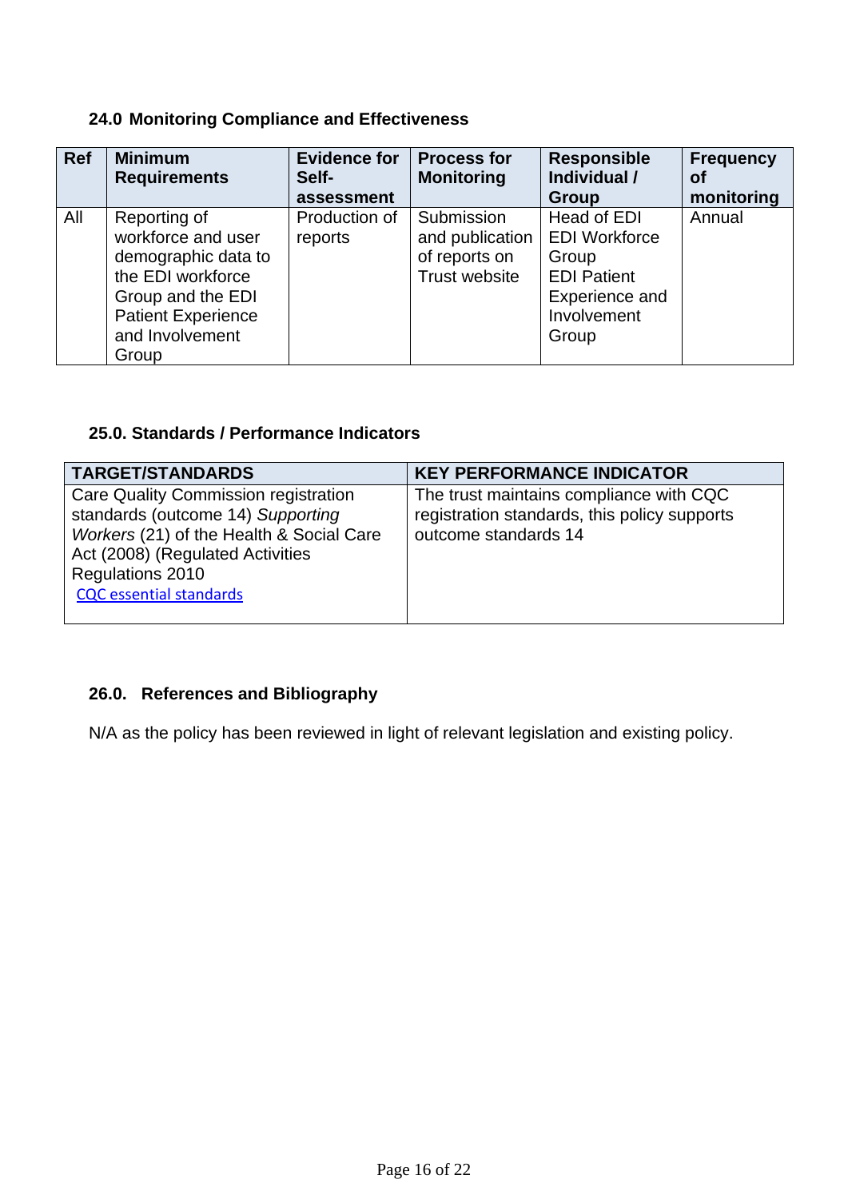### 24.0 Monitoring Compliance and Effectiveness

| Ref | Minimum Requirements | Evidence for Self-assessment | Process for Monitoring | Responsible Individual / Group | Frequency of monitoring |
|---|---|---|---|---|---|
| All | Reporting of workforce and user demographic data to the EDI workforce Group and the EDI Patient Experience and Involvement Group | Production of reports | Submission and publication of reports on Trust website | Head of EDI<br>EDI Workforce Group<br>EDI Patient Experience and Involvement Group | Annual |

### 25.0. Standards / Performance Indicators

| TARGET/STANDARDS | KEY PERFORMANCE INDICATOR |
|---|---|
| Care Quality Commission registration standards (outcome 14) *Supporting Workers* (21) of the Health & Social Care Act (2008) (Regulated Activities Regulations 2010<br>CQC essential standards | The trust maintains compliance with CQC registration standards, this policy supports outcome standards 14 |

### 26.0. References and Bibliography

N/A as the policy has been reviewed in light of relevant legislation and existing policy.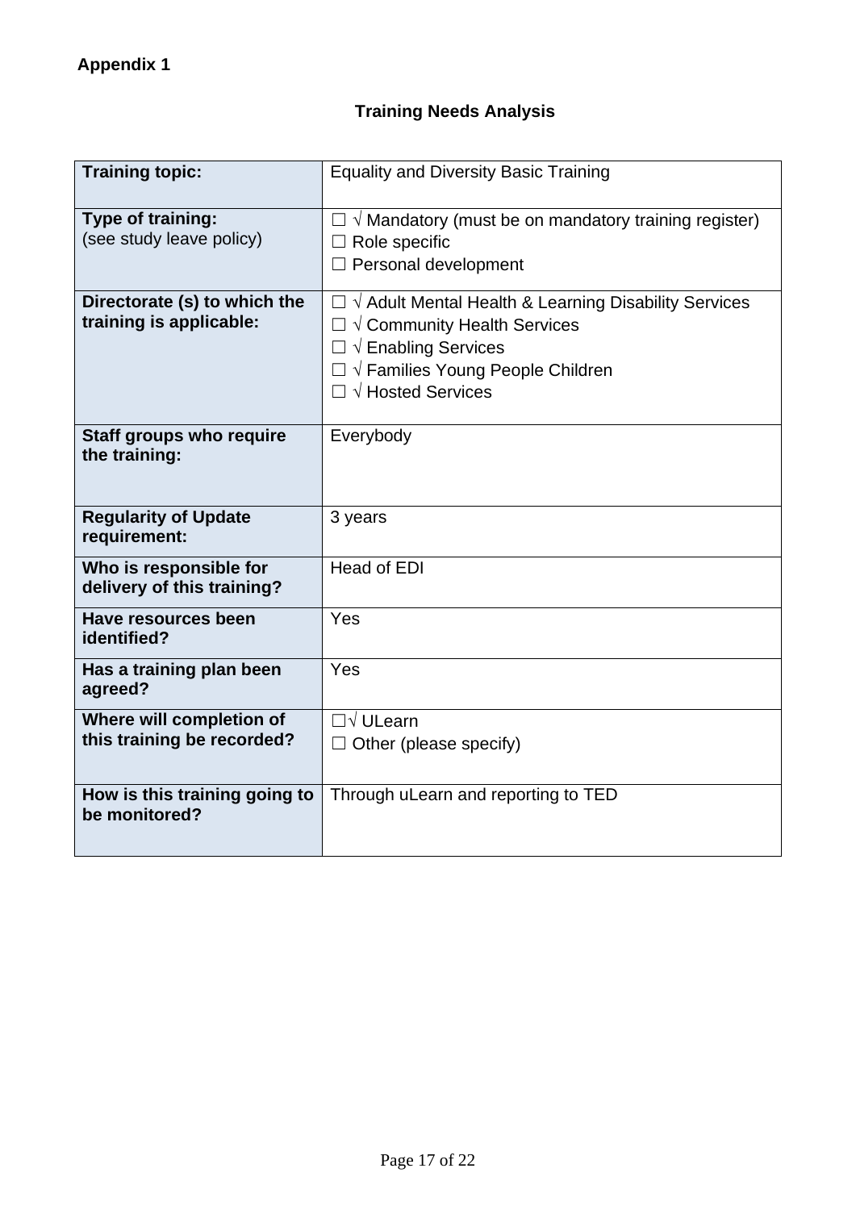**Appendix 1**

## Training Needs Analysis

| **Training topic:** | Equality and Diversity Basic Training |
|---|---|
| **Type of training:** (see study leave policy) | ☐ √ Mandatory (must be on mandatory training register)<br>☐ Role specific<br>☐ Personal development |
| **Directorate (s) to which the training is applicable:** | ☐ √ Adult Mental Health & Learning Disability Services<br>☐ √ Community Health Services<br>☐ √ Enabling Services<br>☐ √ Families Young People Children<br>☐ √ Hosted Services |
| **Staff groups who require the training:** | Everybody |
| **Regularity of Update requirement:** | 3 years |
| **Who is responsible for delivery of this training?** | Head of EDI |
| **Have resources been identified?** | Yes |
| **Has a training plan been agreed?** | Yes |
| **Where will completion of this training be recorded?** | ☐√ ULearn<br>☐ Other (please specify) |
| **How is this training going to be monitored?** | Through uLearn and reporting to TED |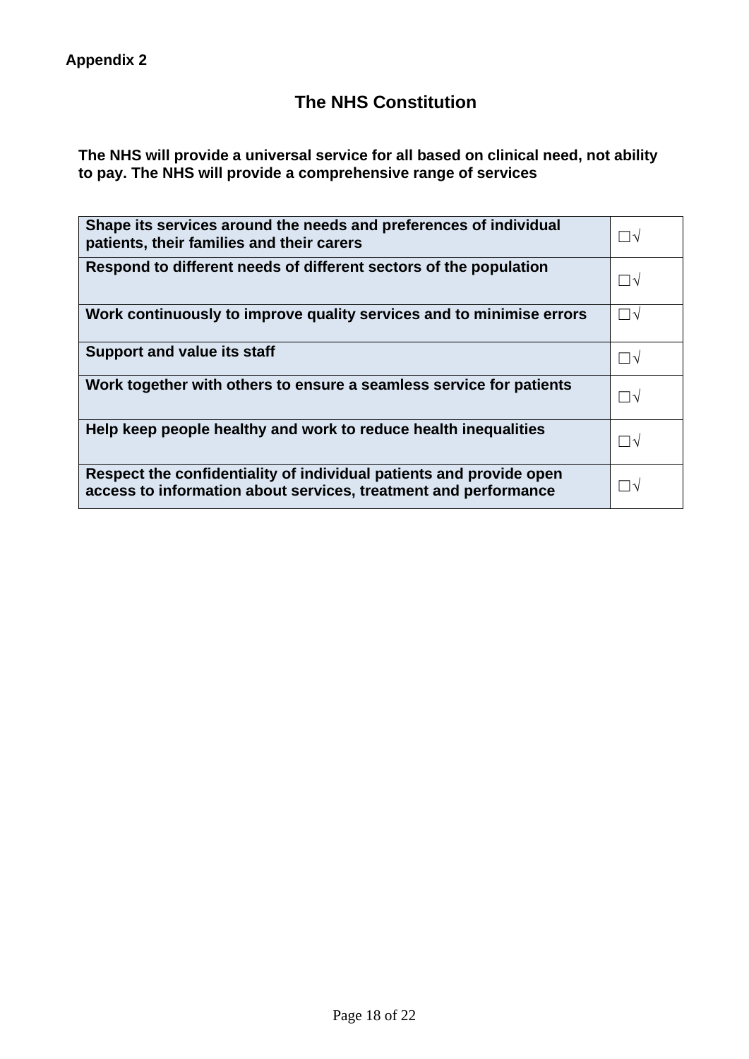**Appendix 2**

## The NHS Constitution

**The NHS will provide a universal service for all based on clinical need, not ability to pay. The NHS will provide a comprehensive range of services**

| | |
|---|---|
| **Shape its services around the needs and preferences of individual patients, their families and their carers** | ☐√ |
| **Respond to different needs of different sectors of the population** | ☐√ |
| **Work continuously to improve quality services and to minimise errors** | ☐√ |
| **Support and value its staff** | ☐√ |
| **Work together with others to ensure a seamless service for patients** | ☐√ |
| **Help keep people healthy and work to reduce health inequalities** | ☐√ |
| **Respect the confidentiality of individual patients and provide open access to information about services, treatment and performance** | ☐√ |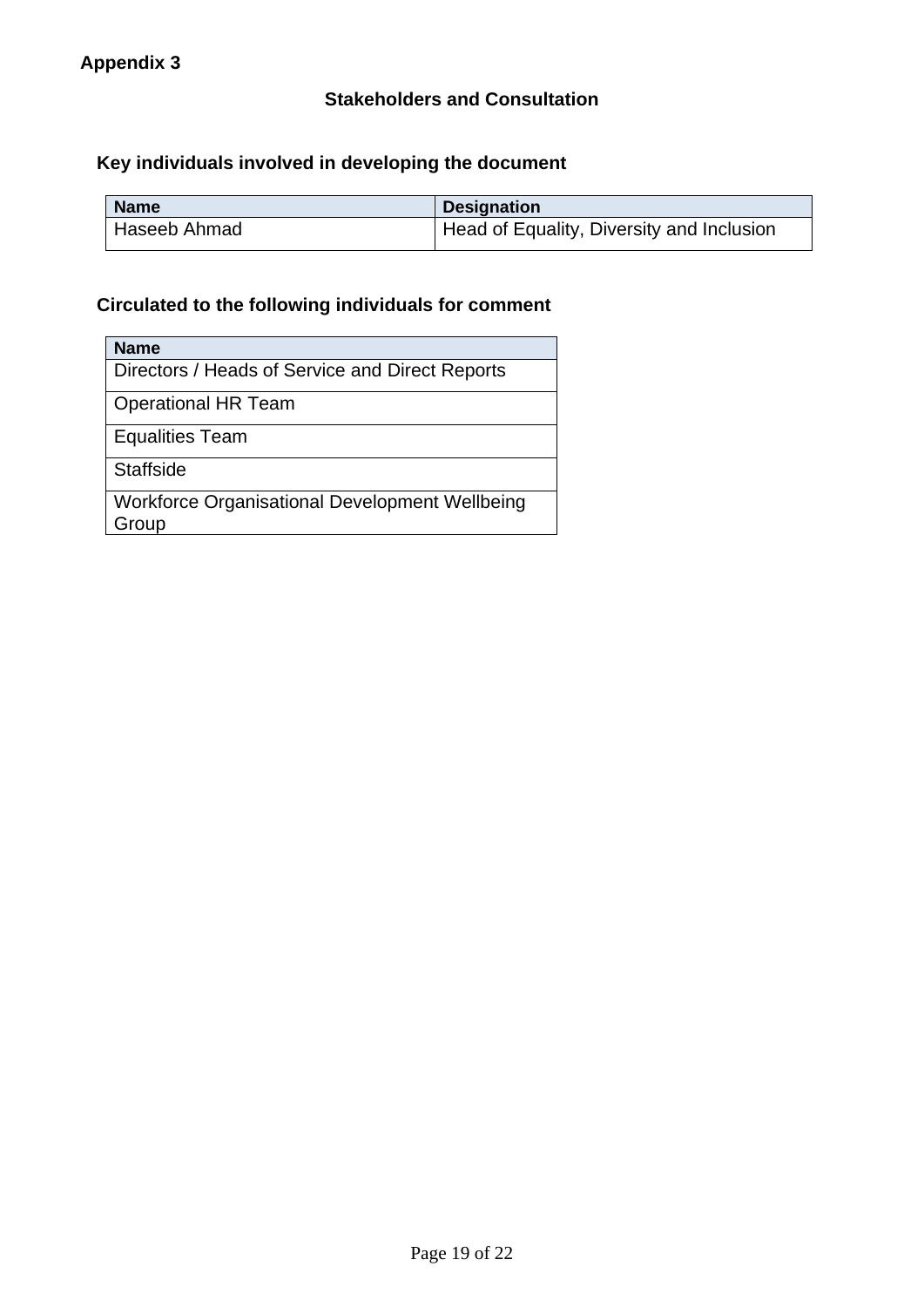**Appendix 3**

## Stakeholders and Consultation

### Key individuals involved in developing the document

| Name | Designation |
| --- | --- |
| Haseeb Ahmad | Head of Equality, Diversity and Inclusion |

### Circulated to the following individuals for comment

| Name |
| --- |
| Directors / Heads of Service and Direct Reports |
| Operational HR Team |
| Equalities Team |
| Staffside |
| Workforce Organisational Development Wellbeing Group |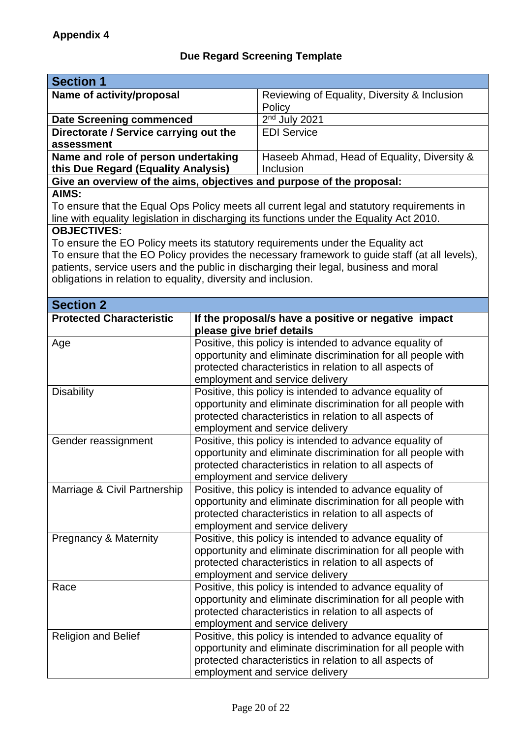**Appendix 4**

## Due Regard Screening Template

| **Section 1** | |
|---|---|
| **Name of activity/proposal** | Reviewing of Equality, Diversity & Inclusion Policy |
| **Date Screening commenced** | 2nd July 2021 |
| **Directorate / Service carrying out the assessment** | EDI Service |
| **Name and role of person undertaking this Due Regard (Equality Analysis)** | Haseeb Ahmad, Head of Equality, Diversity & Inclusion |

**Give an overview of the aims, objectives and purpose of the proposal:**

**AIMS:**

To ensure that the Equal Ops Policy meets all current legal and statutory requirements in line with equality legislation in discharging its functions under the Equality Act 2010.

**OBJECTIVES:**

To ensure the EO Policy meets its statutory requirements under the Equality act
To ensure that the EO Policy provides the necessary framework to guide staff (at all levels), patients, service users and the public in discharging their legal, business and moral obligations in relation to equality, diversity and inclusion.

| **Section 2** | |
|---|---|
| **Protected Characteristic** | **If the proposal/s have a positive or negative impact please give brief details** |
| Age | Positive, this policy is intended to advance equality of opportunity and eliminate discrimination for all people with protected characteristics in relation to all aspects of employment and service delivery |
| Disability | Positive, this policy is intended to advance equality of opportunity and eliminate discrimination for all people with protected characteristics in relation to all aspects of employment and service delivery |
| Gender reassignment | Positive, this policy is intended to advance equality of opportunity and eliminate discrimination for all people with protected characteristics in relation to all aspects of employment and service delivery |
| Marriage & Civil Partnership | Positive, this policy is intended to advance equality of opportunity and eliminate discrimination for all people with protected characteristics in relation to all aspects of employment and service delivery |
| Pregnancy & Maternity | Positive, this policy is intended to advance equality of opportunity and eliminate discrimination for all people with protected characteristics in relation to all aspects of employment and service delivery |
| Race | Positive, this policy is intended to advance equality of opportunity and eliminate discrimination for all people with protected characteristics in relation to all aspects of employment and service delivery |
| Religion and Belief | Positive, this policy is intended to advance equality of opportunity and eliminate discrimination for all people with protected characteristics in relation to all aspects of employment and service delivery |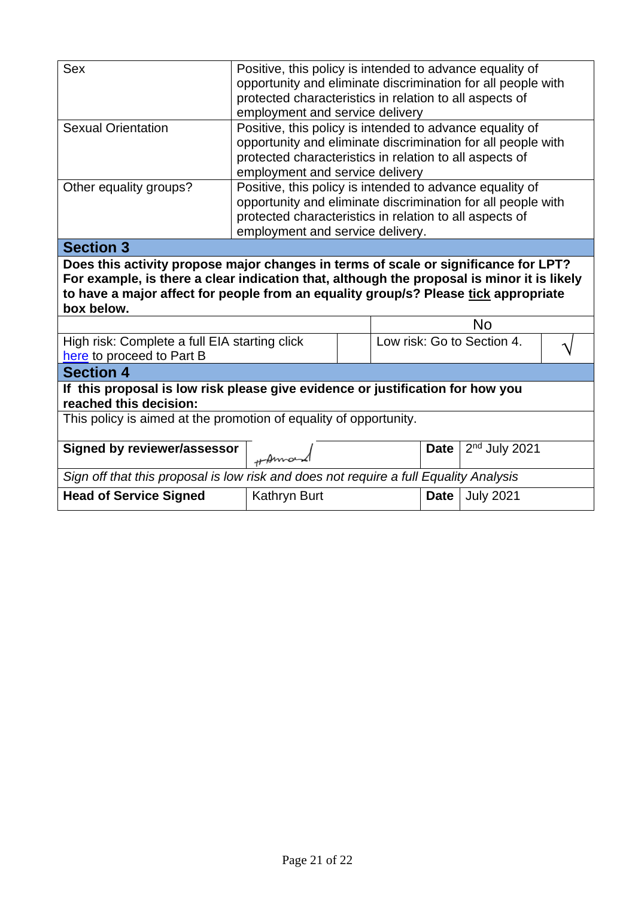| Sex | Positive, this policy is intended to advance equality of opportunity and eliminate discrimination for all people with protected characteristics in relation to all aspects of employment and service delivery |
|---|---|
| Sexual Orientation | Positive, this policy is intended to advance equality of opportunity and eliminate discrimination for all people with protected characteristics in relation to all aspects of employment and service delivery |
| Other equality groups? | Positive, this policy is intended to advance equality of opportunity and eliminate discrimination for all people with protected characteristics in relation to all aspects of employment and service delivery. |

## Section 3

**Does this activity propose major changes in terms of scale or significance for LPT? For example, is there a clear indication that, although the proposal is minor it is likely to have a major affect for people from an equality group/s? Please tick appropriate box below.**

| | | No | |
|---|---|---|---|
| High risk: Complete a full EIA starting click here to proceed to Part B | | Low risk: Go to Section 4. | √ |

## Section 4

**If this proposal is low risk please give evidence or justification for how you reached this decision:**

This policy is aimed at the promotion of equality of opportunity.

| **Signed by reviewer/assessor** | [signature] | **Date** | 2nd July 2021 |
|---|---|---|---|
| *Sign off that this proposal is low risk and does not require a full Equality Analysis* | | | |
| **Head of Service Signed** | Kathryn Burt | **Date** | July 2021 |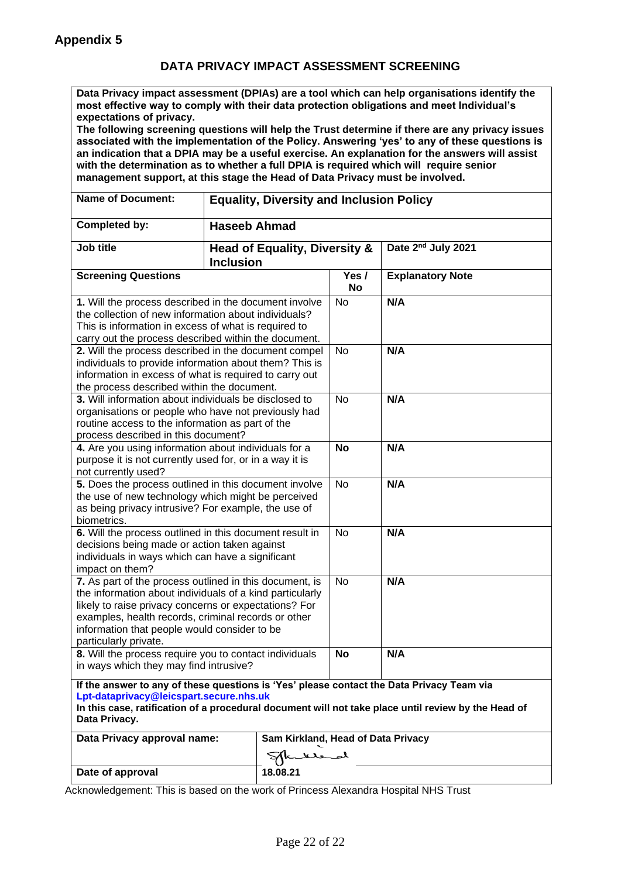## Appendix 5

### DATA PRIVACY IMPACT ASSESSMENT SCREENING

**Data Privacy impact assessment (DPIAs) are a tool which can help organisations identify the most effective way to comply with their data protection obligations and meet Individual's expectations of privacy.**
**The following screening questions will help the Trust determine if there are any privacy issues associated with the implementation of the Policy. Answering 'yes' to any of these questions is an indication that a DPIA may be a useful exercise. An explanation for the answers will assist with the determination as to whether a full DPIA is required which will require senior management support, at this stage the Head of Data Privacy must be involved.**

| | | | |
|---|---|---|---|
| **Name of Document:** | **Equality, Diversity and Inclusion Policy** | | |
| **Completed by:** | **Haseeb Ahmad** | | |
| **Job title** | **Head of Equality, Diversity & Inclusion** | | **Date 2nd July 2021** |
| **Screening Questions** | | **Yes / No** | **Explanatory Note** |
| **1.** Will the process described in the document involve the collection of new information about individuals? This is information in excess of what is required to carry out the process described within the document. | | No | **N/A** |
| **2.** Will the process described in the document compel individuals to provide information about them? This is information in excess of what is required to carry out the process described within the document. | | No | **N/A** |
| **3.** Will information about individuals be disclosed to organisations or people who have not previously had routine access to the information as part of the process described in this document? | | No | **N/A** |
| **4.** Are you using information about individuals for a purpose it is not currently used for, or in a way it is not currently used? | | **No** | **N/A** |
| **5.** Does the process outlined in this document involve the use of new technology which might be perceived as being privacy intrusive? For example, the use of biometrics. | | No | **N/A** |
| **6.** Will the process outlined in this document result in decisions being made or action taken against individuals in ways which can have a significant impact on them? | | No | **N/A** |
| **7.** As part of the process outlined in this document, is the information about individuals of a kind particularly likely to raise privacy concerns or expectations? For examples, health records, criminal records or other information that people would consider to be particularly private. | | No | **N/A** |
| **8.** Will the process require you to contact individuals in ways which they may find intrusive? | | **No** | **N/A** |

**If the answer to any of these questions is 'Yes' please contact the Data Privacy Team via Lpt-dataprivacy@leicspart.secure.nhs.uk**
**In this case, ratification of a procedural document will not take place until review by the Head of Data Privacy.**

| | |
|---|---|
| **Data Privacy approval name:** | **Sam Kirkland, Head of Data Privacy** |
| **Date of approval** | **18.08.21** |

Acknowledgement: This is based on the work of Princess Alexandra Hospital NHS Trust